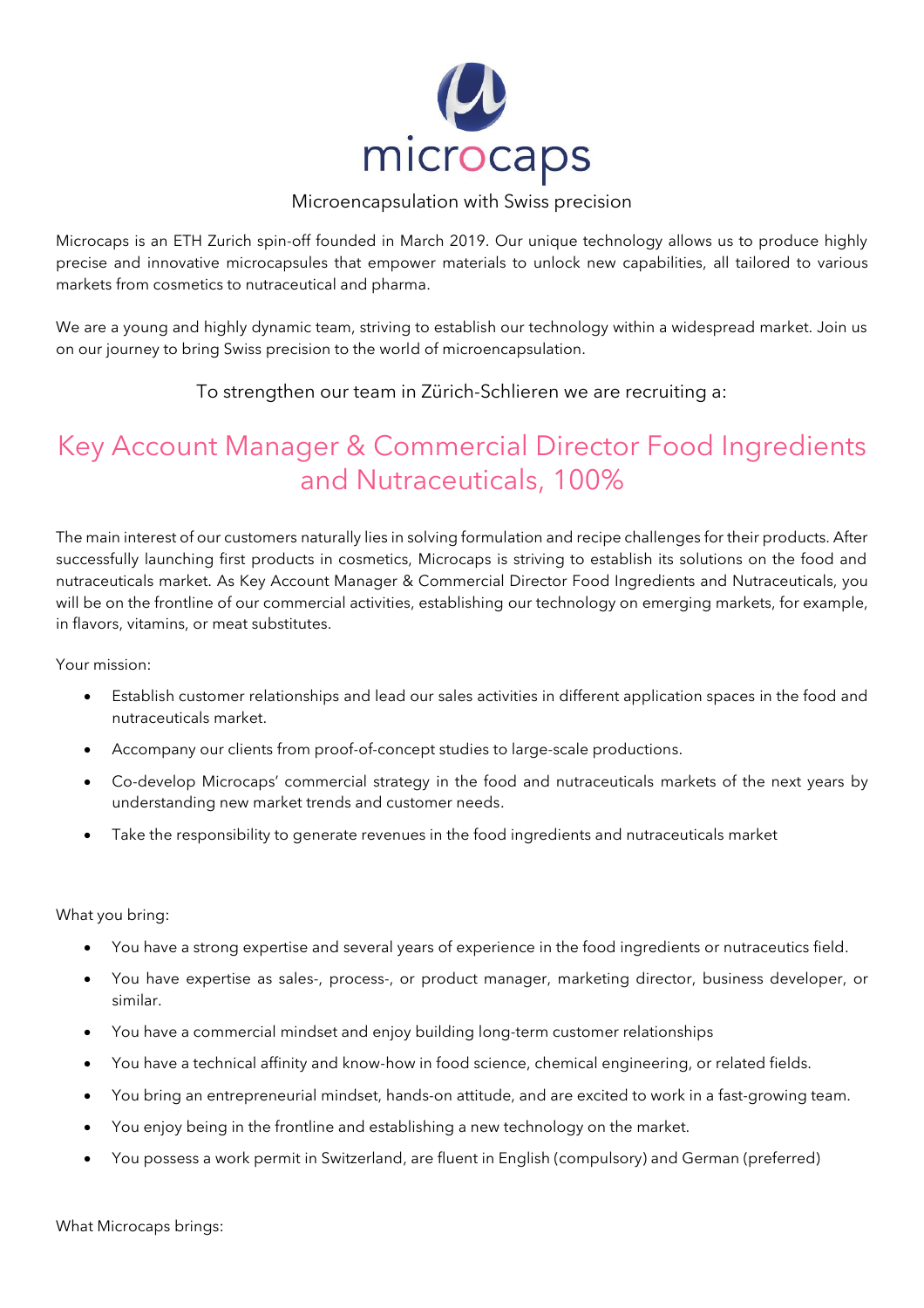microcaps

Microencapsulation with Swiss precision

Microcaps is an ETH Zurich spin-off founded in March 2019. Our unique technology allows us to produce highly precise and innovative microcapsules that empower materials to unlock new capabilities, all tailored to various markets from cosmetics to nutraceutical and pharma.

We are a young and highly dynamic team, striving to establish our technology within a widespread market. Join us on our journey to bring Swiss precision to the world of microencapsulation.

To strengthen our team in Zürich-Schlieren we are recruiting a:

# Key Account Manager & Commercial Director Food Ingredients and Nutraceuticals, 100%

The main interest of our customers naturally lies in solving formulation and recipe challenges for their products. After successfully launching first products in cosmetics, Microcaps is striving to establish its solutions on the food and nutraceuticals market. As Key Account Manager & Commercial Director Food Ingredients and Nutraceuticals, you will be on the frontline of our commercial activities, establishing our technology on emerging markets, for example, in flavors, vitamins, or meat substitutes.

Your mission:

- Establish customer relationships and lead our sales activities in different application spaces in the food and nutraceuticals market.
- Accompany our clients from proof-of-concept studies to large-scale productions.
- Co-develop Microcaps' commercial strategy in the food and nutraceuticals markets of the next years by understanding new market trends and customer needs.
- Take the responsibility to generate revenues in the food ingredients and nutraceuticals market

What you bring:

- You have a strong expertise and several years of experience in the food ingredients or nutraceutics field.
- You have expertise as sales-, process-, or product manager, marketing director, business developer, or similar.
- You have a commercial mindset and enjoy building long-term customer relationships
- You have a technical affinity and know-how in food science, chemical engineering, or related fields.
- You bring an entrepreneurial mindset, hands-on attitude, and are excited to work in a fast-growing team.
- You enjoy being in the frontline and establishing a new technology on the market.
- You possess a work permit in Switzerland, are fluent in English (compulsory) and German (preferred)

What Microcaps brings: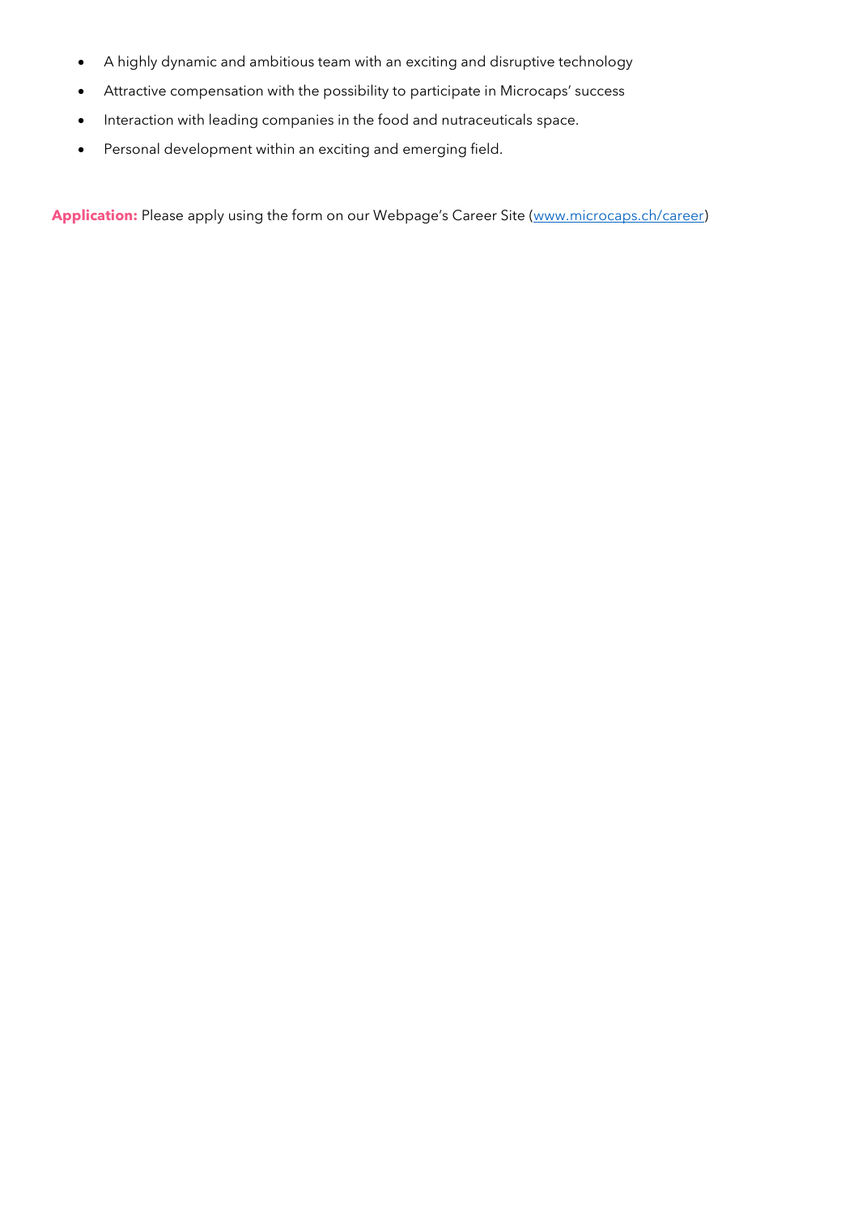- A highly dynamic and ambitious team with an exciting and disruptive technology
- Attractive compensation with the possibility to participate in Microcaps' success
- Interaction with leading companies in the food and nutraceuticals space.
- Personal development within an exciting and emerging field.

**Application:** Please apply using the form on our Webpage's Career Site ([www.microcaps.ch/career](www.microcaps.ch/career))